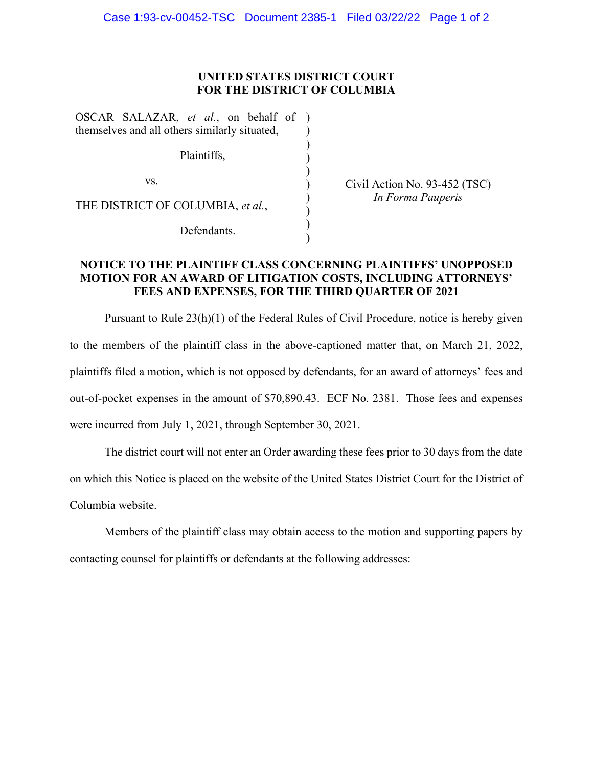**UNITED STATES DISTRICT COURT**
**FOR THE DISTRICT OF COLUMBIA**

| | | |
|---|---|---|
| OSCAR SALAZAR, *et al.*, on behalf of themselves and all others similarly situated, | ) | |
| Plaintiffs, | ) | |
| vs. | ) | Civil Action No. 93-452 (TSC) *In Forma Pauperis* |
| THE DISTRICT OF COLUMBIA, *et al.*, | ) | |
| Defendants. | ) | |

**NOTICE TO THE PLAINTIFF CLASS CONCERNING PLAINTIFFS' UNOPPOSED MOTION FOR AN AWARD OF LITIGATION COSTS, INCLUDING ATTORNEYS' FEES AND EXPENSES, FOR THE THIRD QUARTER OF 2021**

Pursuant to Rule 23(h)(1) of the Federal Rules of Civil Procedure, notice is hereby given to the members of the plaintiff class in the above-captioned matter that, on March 21, 2022, plaintiffs filed a motion, which is not opposed by defendants, for an award of attorneys' fees and out-of-pocket expenses in the amount of $70,890.43. ECF No. 2381. Those fees and expenses were incurred from July 1, 2021, through September 30, 2021.

The district court will not enter an Order awarding these fees prior to 30 days from the date on which this Notice is placed on the website of the United States District Court for the District of Columbia website.

Members of the plaintiff class may obtain access to the motion and supporting papers by contacting counsel for plaintiffs or defendants at the following addresses: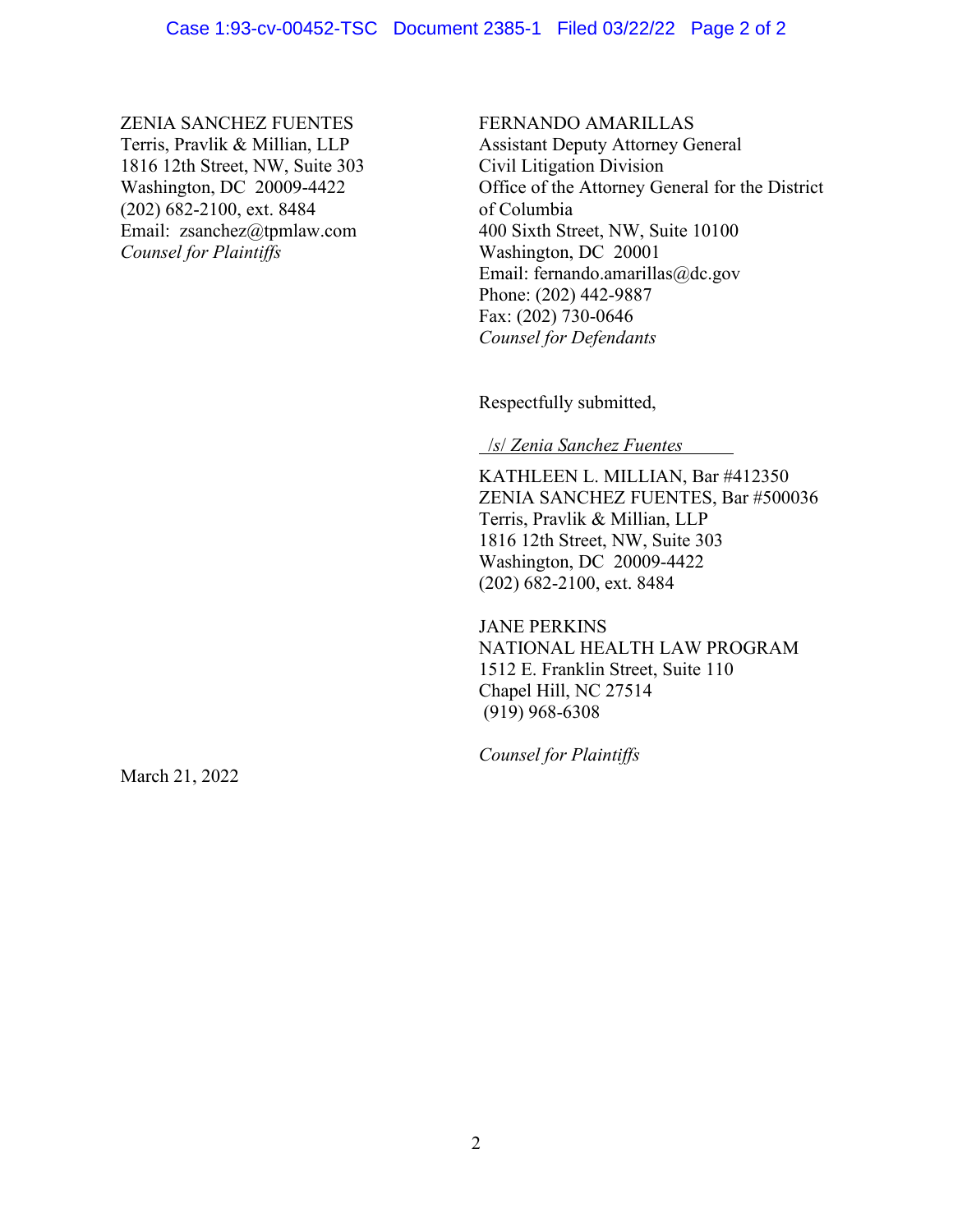ZENIA SANCHEZ FUENTES
Terris, Pravlik & Millian, LLP
1816 12th Street, NW, Suite 303
Washington, DC 20009-4422
(202) 682-2100, ext. 8484
Email: zsanchez@tpmlaw.com
*Counsel for Plaintiffs*

FERNANDO AMARILLAS
Assistant Deputy Attorney General
Civil Litigation Division
Office of the Attorney General for the District of Columbia
400 Sixth Street, NW, Suite 10100
Washington, DC 20001
Email: fernando.amarillas@dc.gov
Phone: (202) 442-9887
Fax: (202) 730-0646
*Counsel for Defendants*

Respectfully submitted,

/s/ *Zenia Sanchez Fuentes*

KATHLEEN L. MILLIAN, Bar #412350
ZENIA SANCHEZ FUENTES, Bar #500036
Terris, Pravlik & Millian, LLP
1816 12th Street, NW, Suite 303
Washington, DC 20009-4422
(202) 682-2100, ext. 8484

JANE PERKINS
NATIONAL HEALTH LAW PROGRAM
1512 E. Franklin Street, Suite 110
Chapel Hill, NC 27514
(919) 968-6308

*Counsel for Plaintiffs*

March 21, 2022